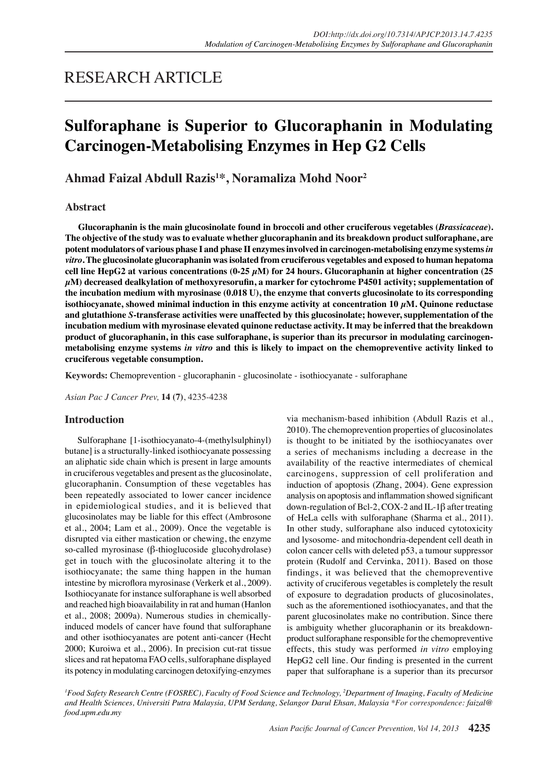RESEARCH ARTICLE

# Sulforaphane is Superior to Glucoraphanin in Modulating Carcinogen-Metabolising Enzymes in Hep G2 Cells

**Ahmad Faizal Abdull Razis[1*], Noramaliza Mohd Noor[2]**

## Abstract

**Glucoraphanin is the main glucosinolate found in broccoli and other cruciferous vegetables (*Brassicaceae*). The objective of the study was to evaluate whether glucoraphanin and its breakdown product sulforaphane, are potent modulators of various phase I and phase II enzymes involved in carcinogen-metabolising enzyme systems *in vitro*. The glucosinolate glucoraphanin was isolated from cruciferous vegetables and exposed to human hepatoma cell line HepG2 at various concentrations (0-25 $\mu$M) for 24 hours. Glucoraphanin at higher concentration (25 $\mu$M) decreased dealkylation of methoxyresorufin, a marker for cytochrome P4501 activity; supplementation of the incubation medium with myrosinase (0.018 U), the enzyme that converts glucosinolate to its corresponding isothiocyanate, showed minimal induction in this enzyme activity at concentration 10 $\mu$M. Quinone reductase and glutathione *S*-transferase activities were unaffected by this glucosinolate; however, supplementation of the incubation medium with myrosinase elevated quinone reductase activity. It may be inferred that the breakdown product of glucoraphanin, in this case sulforaphane, is superior than its precursor in modulating carcinogen-metabolising enzyme systems *in vitro* and this is likely to impact on the chemopreventive activity linked to cruciferous vegetable consumption.**

**Keywords:** Chemoprevention - glucoraphanin - glucosinolate - isothiocyanate - sulforaphane

*Asian Pac J Cancer Prev,* **14 (7)**, 4235-4238

## Introduction

Sulforaphane [1-isothiocyanato-4-(methylsulphinyl) butane] is a structurally-linked isothiocyanate possessing an aliphatic side chain which is present in large amounts in cruciferous vegetables and present as the glucosinolate, glucoraphanin. Consumption of these vegetables has been repeatedly associated to lower cancer incidence in epidemiological studies, and it is believed that glucosinolates may be liable for this effect (Ambrosone et al., 2004; Lam et al., 2009). Once the vegetable is disrupted via either mastication or chewing, the enzyme so-called myrosinase (β-thioglucoside glucohydrolase) get in touch with the glucosinolate altering it to the isothiocyanate; the same thing happen in the human intestine by microflora myrosinase (Verkerk et al., 2009). Isothiocyanate for instance sulforaphane is well absorbed and reached high bioavailability in rat and human (Hanlon et al., 2008; 2009a). Numerous studies in chemically-induced models of cancer have found that sulforaphane and other isothiocyanates are potent anti-cancer (Hecht 2000; Kuroiwa et al., 2006). In precision cut-rat tissue slices and rat hepatoma FAO cells, sulforaphane displayed its potency in modulating carcinogen detoxifying-enzymes via mechanism-based inhibition (Abdull Razis et al., 2010). The chemoprevention properties of glucosinolates is thought to be initiated by the isothiocyanates over a series of mechanisms including a decrease in the availability of the reactive intermediates of chemical carcinogens, suppression of cell proliferation and induction of apoptosis (Zhang, 2004). Gene expression analysis on apoptosis and inflammation showed significant down-regulation of Bcl-2, COX-2 and IL-1β after treating of HeLa cells with sulforaphane (Sharma et al., 2011). In other study, sulforaphane also induced cytotoxicity and lysosome- and mitochondria-dependent cell death in colon cancer cells with deleted p53, a tumour suppressor protein (Rudolf and Cervinka, 2011). Based on those findings, it was believed that the chemopreventive activity of cruciferous vegetables is completely the result of exposure to degradation products of glucosinolates, such as the aforementioned isothiocyanates, and that the parent glucosinolates make no contribution. Since there is ambiguity whether glucoraphanin or its breakdown-product sulforaphane responsible for the chemopreventive effects, this study was performed *in vitro* employing HepG2 cell line. Our finding is presented in the current paper that sulforaphane is a superior than its precursor

*[1]Food Safety Research Centre (FOSREC), Faculty of Food Science and Technology, [2]Department of Imaging, Faculty of Medicine and Health Sciences, Universiti Putra Malaysia, UPM Serdang, Selangor Darul Ehsan, Malaysia \*For correspondence: faizal@food.upm.edu.my*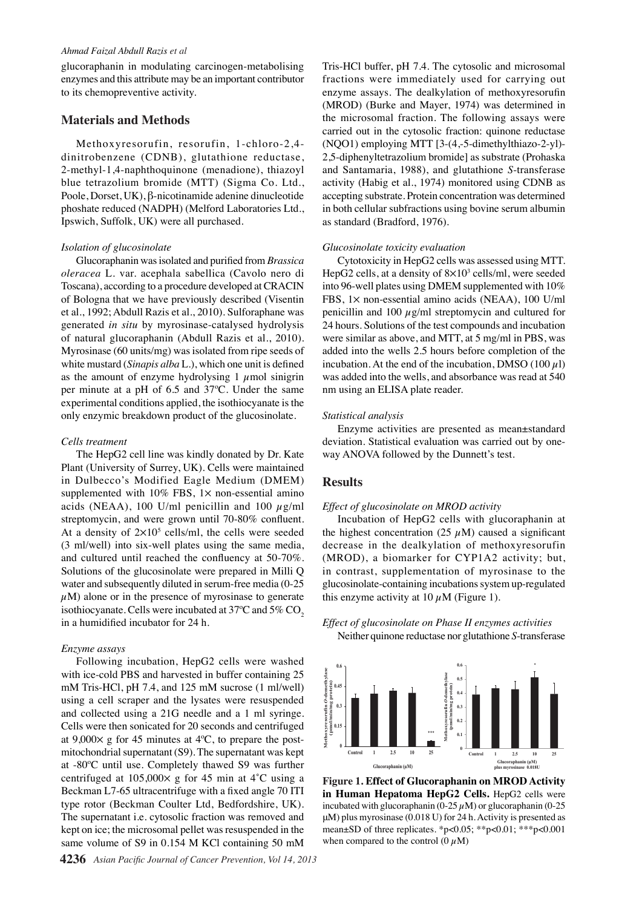glucoraphanin in modulating carcinogen-metabolising enzymes and this attribute may be an important contributor to its chemopreventive activity.

## Materials and Methods

Methoxyresorufin, resorufin, 1-chloro-2,4-dinitrobenzene (CDNB), glutathione reductase, 2-methyl-1,4-naphthoquinone (menadione), thiazoyl blue tetrazolium bromide (MTT) (Sigma Co. Ltd., Poole, Dorset, UK), β-nicotinamide adenine dinucleotide phoshate reduced (NADPH) (Melford Laboratories Ltd., Ipswich, Suffolk, UK) were all purchased.

### *Isolation of glucosinolate*

Glucoraphanin was isolated and purified from *Brassica oleracea* L. var. acephala sabellica (Cavolo nero di Toscana), according to a procedure developed at CRACIN of Bologna that we have previously described (Visentin et al., 1992; Abdull Razis et al., 2010). Sulforaphane was generated *in situ* by myrosinase-catalysed hydrolysis of natural glucoraphanin (Abdull Razis et al., 2010). Myrosinase (60 units/mg) was isolated from ripe seeds of white mustard (*Sinapis alba* L.), which one unit is defined as the amount of enzyme hydrolysing 1 $\mu$mol sinigrin per minute at a pH of 6.5 and 37ºC. Under the same experimental conditions applied, the isothiocyanate is the only enzymic breakdown product of the glucosinolate.

### *Cells treatment*

The HepG2 cell line was kindly donated by Dr. Kate Plant (University of Surrey, UK). Cells were maintained in Dulbecco's Modified Eagle Medium (DMEM) supplemented with 10% FBS, 1× non-essential amino acids (NEAA), 100 U/ml penicillin and 100 $\mu$g/ml streptomycin, and were grown until 70-80% confluent. At a density of $2\times10^5$ cells/ml, the cells were seeded (3 ml/well) into six-well plates using the same media, and cultured until reached the confluency at 50-70%. Solutions of the glucosinolate were prepared in Milli Q water and subsequently diluted in serum-free media (0-25 $\mu$M) alone or in the presence of myrosinase to generate isothiocyanate. Cells were incubated at 37ºC and 5% $CO_2$ in a humidified incubator for 24 h.

### *Enzyme assays*

Following incubation, HepG2 cells were washed with ice-cold PBS and harvested in buffer containing 25 mM Tris-HCl, pH 7.4, and 125 mM sucrose (1 ml/well) using a cell scraper and the lysates were resuspended and collected using a 21G needle and a 1 ml syringe. Cells were then sonicated for 20 seconds and centrifuged at 9,000× g for 45 minutes at 4ºC, to prepare the post-mitochondrial supernatant (S9). The supernatant was kept at -80ºC until use. Completely thawed S9 was further centrifuged at 105,000× g for 45 min at 4˚C using a Beckman L7-65 ultracentrifuge with a fixed angle 70 ITI type rotor (Beckman Coulter Ltd, Bedfordshire, UK). The supernatant i.e. cytosolic fraction was removed and kept on ice; the microsomal pellet was resuspended in the same volume of S9 in 0.154 M KCl containing 50 mM Tris-HCl buffer, pH 7.4. The cytosolic and microsomal fractions were immediately used for carrying out enzyme assays. The dealkylation of methoxyresorufin (MROD) (Burke and Mayer, 1974) was determined in the microsomal fraction. The following assays were carried out in the cytosolic fraction: quinone reductase (NQO1) employing MTT [3-(4,-5-dimethylthiazo-2-yl)-2,5-diphenyltetrazolium bromide] as substrate (Prohaska and Santamaria, 1988), and glutathione *S*-transferase activity (Habig et al., 1974) monitored using CDNB as accepting substrate. Protein concentration was determined in both cellular subfractions using bovine serum albumin as standard (Bradford, 1976).

### *Glucosinolate toxicity evaluation*

Cytotoxicity in HepG2 cells was assessed using MTT. HepG2 cells, at a density of $8\times10^3$ cells/ml, were seeded into 96-well plates using DMEM supplemented with 10% FBS, 1× non-essential amino acids (NEAA), 100 U/ml penicillin and 100 $\mu$g/ml streptomycin and cultured for 24 hours. Solutions of the test compounds and incubation were similar as above, and MTT, at 5 mg/ml in PBS, was added into the wells 2.5 hours before completion of the incubation. At the end of the incubation, DMSO (100 $\mu$l) was added into the wells, and absorbance was read at 540 nm using an ELISA plate reader.

### *Statistical analysis*

Enzyme activities are presented as mean±standard deviation. Statistical evaluation was carried out by one-way ANOVA followed by the Dunnett's test.

## Results

### *Effect of glucosinolate on MROD activity*

Incubation of HepG2 cells with glucoraphanin at the highest concentration (25 $\mu$M) caused a significant decrease in the dealkylation of methoxyresorufin (MROD), a biomarker for CYP1A2 activity; but, in contrast, supplementation of myrosinase to the glucosinolate-containing incubations system up-regulated this enzyme activity at 10 $\mu$M (Figure 1).

### *Effect of glucosinolate on Phase II enzymes activities*

Neither quinone reductase nor glutathione *S*-transferase

**Figure 1. Effect of Glucoraphanin on MROD Activity in Human Hepatoma HepG2 Cells.** HepG2 cells were incubated with glucoraphanin (0-25 $\mu$M) or glucoraphanin (0-25 μM) plus myrosinase (0.018 U) for 24 h. Activity is presented as mean±SD of three replicates. \*p<0.05; \*\*p<0.01; \*\*\*p<0.001 when compared to the control (0 $\mu$M)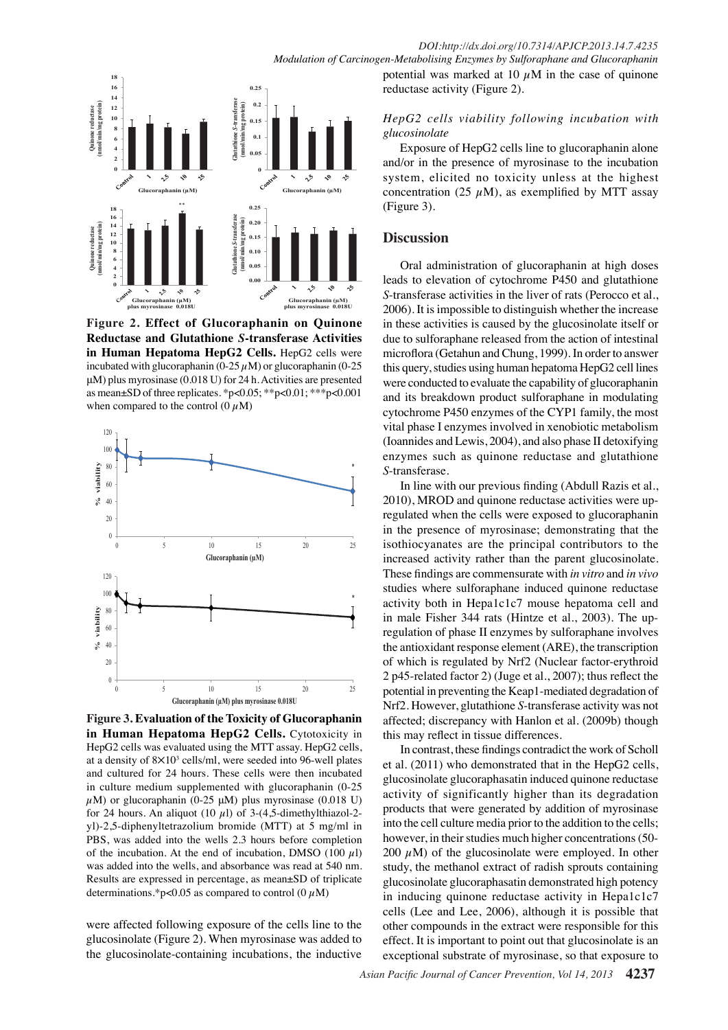**Figure 2. Effect of Glucoraphanin on Quinone Reductase and Glutathione *S*-transferase Activities in Human Hepatoma HepG2 Cells.** HepG2 cells were incubated with glucoraphanin (0-25 $\mu$M) or glucoraphanin (0-25 µM) plus myrosinase (0.018 U) for 24 h. Activities are presented as mean±SD of three replicates. *p<0.05; **p<0.01; ***p<0.001 when compared to the control (0 $\mu$M)

**Figure 3. Evaluation of the Toxicity of Glucoraphanin in Human Hepatoma HepG2 Cells.** Cytotoxicity in HepG2 cells was evaluated using the MTT assay. HepG2 cells, at a density of 8×10[3] cells/ml, were seeded into 96-well plates and cultured for 24 hours. These cells were then incubated in culture medium supplemented with glucoraphanin (0-25 $\mu$M) or glucoraphanin (0-25 µM) plus myrosinase (0.018 U) for 24 hours. An aliquot (10 $\mu$l) of 3-(4,5-dimethylthiazol-2-yl)-2,5-diphenyltetrazolium bromide (MTT) at 5 mg/ml in PBS, was added into the wells 2.3 hours before completion of the incubation. At the end of incubation, DMSO (100 $\mu$l) was added into the wells, and absorbance was read at 540 nm. Results are expressed in percentage, as mean±SD of triplicate determinations.*p<0.05 as compared to control (0 $\mu$M)

were affected following exposure of the cells line to the glucosinolate (Figure 2). When myrosinase was added to the glucosinolate-containing incubations, the inductive potential was marked at 10 $\mu$M in the case of quinone reductase activity (Figure 2).

### *HepG2 cells viability following incubation with glucosinolate*

Exposure of HepG2 cells line to glucoraphanin alone and/or in the presence of myrosinase to the incubation system, elicited no toxicity unless at the highest concentration (25 $\mu$M), as exemplified by MTT assay (Figure 3).

## Discussion

Oral administration of glucoraphanin at high doses leads to elevation of cytochrome P450 and glutathione *S*-transferase activities in the liver of rats (Perocco et al., 2006). It is impossible to distinguish whether the increase in these activities is caused by the glucosinolate itself or due to sulforaphane released from the action of intestinal microflora (Getahun and Chung, 1999). In order to answer this query, studies using human hepatoma HepG2 cell lines were conducted to evaluate the capability of glucoraphanin and its breakdown product sulforaphane in modulating cytochrome P450 enzymes of the CYP1 family, the most vital phase I enzymes involved in xenobiotic metabolism (Ioannides and Lewis, 2004), and also phase II detoxifying enzymes such as quinone reductase and glutathione *S*-transferase.

In line with our previous finding (Abdull Razis et al., 2010), MROD and quinone reductase activities were up-regulated when the cells were exposed to glucoraphanin in the presence of myrosinase; demonstrating that the isothiocyanates are the principal contributors to the increased activity rather than the parent glucosinolate. These findings are commensurate with *in vitro* and *in vivo* studies where sulforaphane induced quinone reductase activity both in Hepa1c1c7 mouse hepatoma cell and in male Fisher 344 rats (Hintze et al., 2003). The up-regulation of phase II enzymes by sulforaphane involves the antioxidant response element (ARE), the transcription of which is regulated by Nrf2 (Nuclear factor-erythroid 2 p45-related factor 2) (Juge et al., 2007); thus reflect the potential in preventing the Keap1-mediated degradation of Nrf2. However, glutathione *S*-transferase activity was not affected; discrepancy with Hanlon et al. (2009b) though this may reflect in tissue differences.

In contrast, these findings contradict the work of Scholl et al. (2011) who demonstrated that in the HepG2 cells, glucosinolate glucoraphasatin induced quinone reductase activity of significantly higher than its degradation products that were generated by addition of myrosinase into the cell culture media prior to the addition to the cells; however, in their studies much higher concentrations (50-200 $\mu$M) of the glucosinolate were employed. In other study, the methanol extract of radish sprouts containing glucosinolate glucoraphasatin demonstrated high potency in inducing quinone reductase activity in Hepa1c1c7 cells (Lee and Lee, 2006), although it is possible that other compounds in the extract were responsible for this effect. It is important to point out that glucosinolate is an exceptional substrate of myrosinase, so that exposure to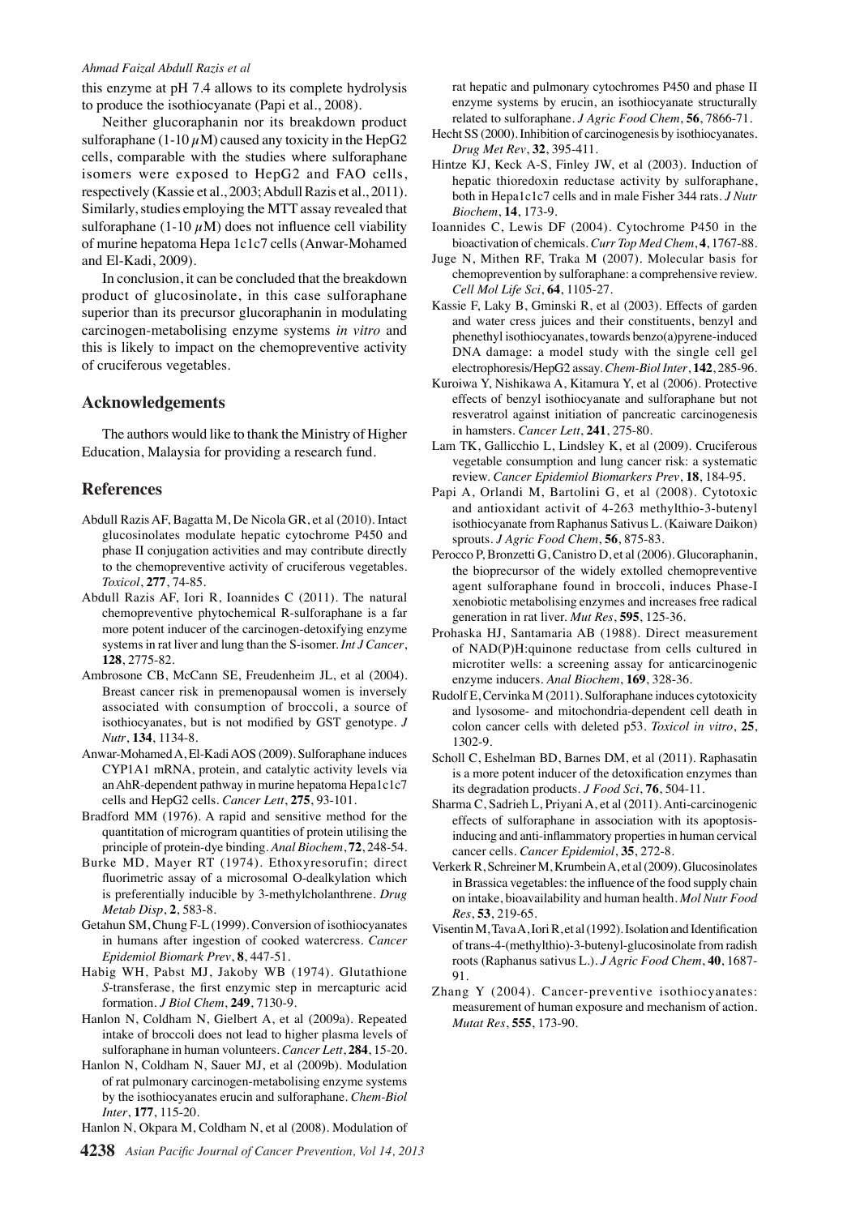this enzyme at pH 7.4 allows to its complete hydrolysis to produce the isothiocyanate (Papi et al., 2008).

Neither glucoraphanin nor its breakdown product sulforaphane (1-10 $\mu$M) caused any toxicity in the HepG2 cells, comparable with the studies where sulforaphane isomers were exposed to HepG2 and FAO cells, respectively (Kassie et al., 2003; Abdull Razis et al., 2011). Similarly, studies employing the MTT assay revealed that sulforaphane (1-10 $\mu$M) does not influence cell viability of murine hepatoma Hepa 1c1c7 cells (Anwar-Mohamed and El-Kadi, 2009).

In conclusion, it can be concluded that the breakdown product of glucosinolate, in this case sulforaphane superior than its precursor glucoraphanin in modulating carcinogen-metabolising enzyme systems *in vitro* and this is likely to impact on the chemopreventive activity of cruciferous vegetables.

## Acknowledgements

The authors would like to thank the Ministry of Higher Education, Malaysia for providing a research fund.

## References

Abdull Razis AF, Bagatta M, De Nicola GR, et al (2010). Intact glucosinolates modulate hepatic cytochrome P450 and phase II conjugation activities and may contribute directly to the chemopreventive activity of cruciferous vegetables. *Toxicol*, **277**, 74-85.

Abdull Razis AF, Iori R, Ioannides C (2011). The natural chemopreventive phytochemical R-sulforaphane is a far more potent inducer of the carcinogen-detoxifying enzyme systems in rat liver and lung than the S-isomer. *Int J Cancer*, **128**, 2775-82.

Ambrosone CB, McCann SE, Freudenheim JL, et al (2004). Breast cancer risk in premenopausal women is inversely associated with consumption of broccoli, a source of isothiocyanates, but is not modified by GST genotype. *J Nutr*, **134**, 1134-8.

Anwar-Mohamed A, El-Kadi AOS (2009). Sulforaphane induces CYP1A1 mRNA, protein, and catalytic activity levels via an AhR-dependent pathway in murine hepatoma Hepa1c1c7 cells and HepG2 cells. *Cancer Lett*, **275**, 93-101.

Bradford MM (1976). A rapid and sensitive method for the quantitation of microgram quantities of protein utilising the principle of protein-dye binding. *Anal Biochem*, **72**, 248-54.

Burke MD, Mayer RT (1974). Ethoxyresorufin; direct fluorimetric assay of a microsomal O-dealkylation which is preferentially inducible by 3-methylcholanthrene. *Drug Metab Disp*, **2**, 583-8.

Getahun SM, Chung F-L (1999). Conversion of isothiocyanates in humans after ingestion of cooked watercress. *Cancer Epidemiol Biomark Prev*, **8**, 447-51.

Habig WH, Pabst MJ, Jakoby WB (1974). Glutathione *S*-transferase, the first enzymic step in mercapturic acid formation. *J Biol Chem*, **249**, 7130-9.

Hanlon N, Coldham N, Gielbert A, et al (2009a). Repeated intake of broccoli does not lead to higher plasma levels of sulforaphane in human volunteers. *Cancer Lett*, **284**, 15-20.

Hanlon N, Coldham N, Sauer MJ, et al (2009b). Modulation of rat pulmonary carcinogen-metabolising enzyme systems by the isothiocyanates erucin and sulforaphane. *Chem-Biol Inter*, **177**, 115-20.

Hanlon N, Okpara M, Coldham N, et al (2008). Modulation of rat hepatic and pulmonary cytochromes P450 and phase II enzyme systems by erucin, an isothiocyanate structurally related to sulforaphane. *J Agric Food Chem*, **56**, 7866-71.

Hecht SS (2000). Inhibition of carcinogenesis by isothiocyanates. *Drug Met Rev*, **32**, 395-411.

Hintze KJ, Keck A-S, Finley JW, et al (2003). Induction of hepatic thioredoxin reductase activity by sulforaphane, both in Hepa1c1c7 cells and in male Fisher 344 rats. *J Nutr Biochem*, **14**, 173-9.

Ioannides C, Lewis DF (2004). Cytochrome P450 in the bioactivation of chemicals. *Curr Top Med Chem*, **4**, 1767-88.

Juge N, Mithen RF, Traka M (2007). Molecular basis for chemoprevention by sulforaphane: a comprehensive review. *Cell Mol Life Sci*, **64**, 1105-27.

Kassie F, Laky B, Gminski R, et al (2003). Effects of garden and water cress juices and their constituents, benzyl and phenethyl isothiocyanates, towards benzo(a)pyrene-induced DNA damage: a model study with the single cell gel electrophoresis/HepG2 assay. *Chem-Biol Inter*, **142**, 285-96.

Kuroiwa Y, Nishikawa A, Kitamura Y, et al (2006). Protective effects of benzyl isothiocyanate and sulforaphane but not resveratrol against initiation of pancreatic carcinogenesis in hamsters. *Cancer Lett*, **241**, 275-80.

Lam TK, Gallicchio L, Lindsley K, et al (2009). Cruciferous vegetable consumption and lung cancer risk: a systematic review. *Cancer Epidemiol Biomarkers Prev*, **18**, 184-95.

Papi A, Orlandi M, Bartolini G, et al (2008). Cytotoxic and antioxidant activit of 4-263 methylthio-3-butenyl isothiocyanate from Raphanus Sativus L. (Kaiware Daikon) sprouts. *J Agric Food Chem*, **56**, 875-83.

Perocco P, Bronzetti G, Canistro D, et al (2006). Glucoraphanin, the bioprecursor of the widely extolled chemopreventive agent sulforaphane found in broccoli, induces Phase-I xenobiotic metabolising enzymes and increases free radical generation in rat liver. *Mut Res*, **595**, 125-36.

Prohaska HJ, Santamaria AB (1988). Direct measurement of NAD(P)H:quinone reductase from cells cultured in microtiter wells: a screening assay for anticarcinogenic enzyme inducers. *Anal Biochem*, **169**, 328-36.

Rudolf E, Cervinka M (2011). Sulforaphane induces cytotoxicity and lysosome- and mitochondria-dependent cell death in colon cancer cells with deleted p53. *Toxicol in vitro*, **25**, 1302-9.

Scholl C, Eshelman BD, Barnes DM, et al (2011). Raphasatin is a more potent inducer of the detoxification enzymes than its degradation products. *J Food Sci*, **76**, 504-11.

Sharma C, Sadrieh L, Priyani A, et al (2011). Anti-carcinogenic effects of sulforaphane in association with its apoptosis-inducing and anti-inflammatory properties in human cervical cancer cells. *Cancer Epidemiol*, **35**, 272-8.

Verkerk R, Schreiner M, Krumbein A, et al (2009). Glucosinolates in Brassica vegetables: the influence of the food supply chain on intake, bioavailability and human health. *Mol Nutr Food Res*, **53**, 219-65.

Visentin M, Tava A, Iori R, et al (1992). Isolation and Identification of trans-4-(methylthio)-3-butenyl-glucosinolate from radish roots (Raphanus sativus L.). *J Agric Food Chem*, **40**, 1687-91.

Zhang Y (2004). Cancer-preventive isothiocyanates: measurement of human exposure and mechanism of action. *Mutat Res*, **555**, 173-90.